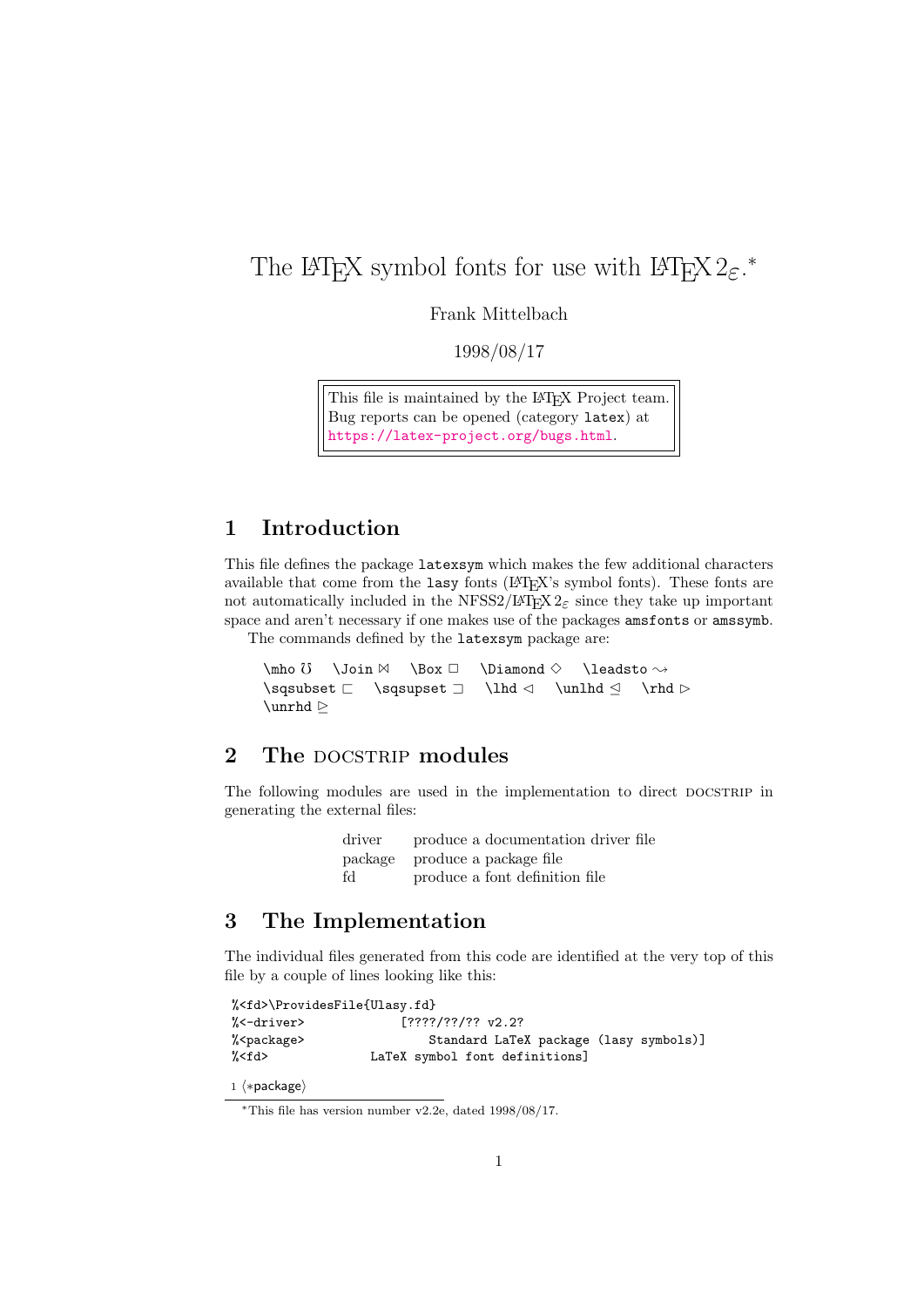# The LaTeX symbol fonts for use with LaTeX $2_\varepsilon$.*

Frank Mittelbach

1998/08/17

> This file is maintained by the LaTeX Project team.
> Bug reports can be opened (category `latex`) at
> https://latex-project.org/bugs.html.

## 1 Introduction

This file defines the package `latexsym` which makes the few additional characters available that come from the `lasy` fonts (LaTeX's symbol fonts). These fonts are not automatically included in the NFSS2/LaTeX $2_\varepsilon$ since they take up important space and aren't necessary if one makes use of the packages `amsfonts` or `amssymb`.

The commands defined by the `latexsym` package are:

`\mho` ℧ `\Join` ⋈ `\Box` □ `\Diamond` ◇ `\leadsto` ⇝
`\sqsubset` ⊏ `\sqsupset` ⊐ `\lhd` ◁ `\unlhd` ⊴ `\rhd` ▷
`\unrhd` ⊵

## 2 The DOCSTRIP modules

The following modules are used in the implementation to direct DOCSTRIP in generating the external files:

| | |
|---|---|
| driver | produce a documentation driver file |
| package | produce a package file |
| fd | produce a font definition file |

## 3 The Implementation

The individual files generated from this code are identified at the very top of this file by a couple of lines looking like this:

```
%<fd>\ProvidesFile{Ulasy.fd}
%<-driver>              [????/??/?? v2.2?
%<package>                  Standard LaTeX package (lasy symbols)]
%<fd>               LaTeX symbol font definitions]
```

1 ⟨*package⟩

*This file has version number v2.2e, dated 1998/08/17.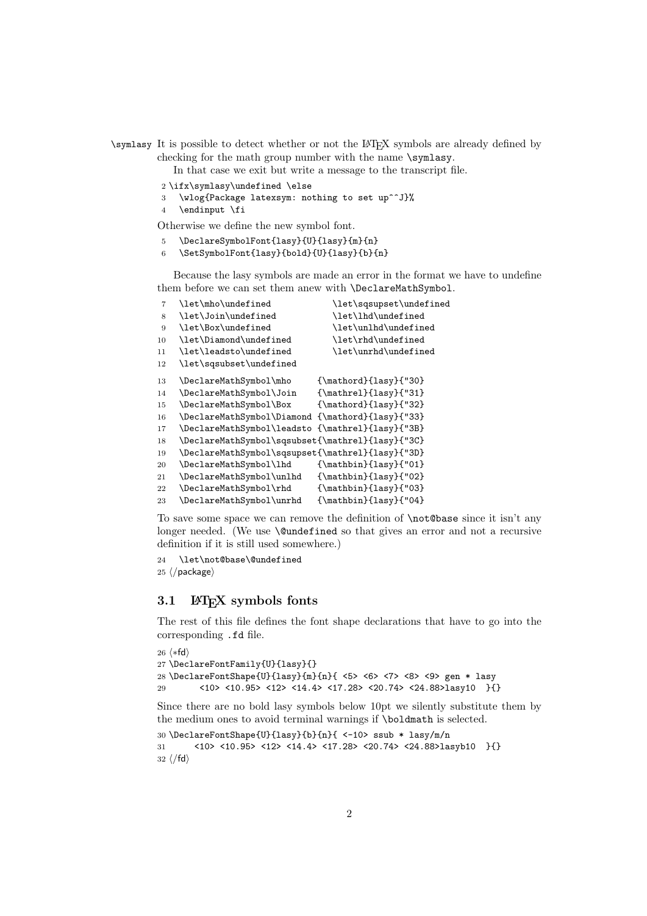\symlasy It is possible to detect whether or not the LaTeX symbols are already defined by checking for the math group number with the name `\symlasy`.

In that case we exit but write a message to the transcript file.

```
2 \ifx\symlasy\undefined \else
3   \wlog{Package latexsym: nothing to set up^^J}%
4   \endinput \fi
```

Otherwise we define the new symbol font.

```
5   \DeclareSymbolFont{lasy}{U}{lasy}{m}{n}
6   \SetSymbolFont{lasy}{bold}{U}{lasy}{b}{n}
```

Because the lasy symbols are made an error in the format we have to undefine them before we can set them anew with `\DeclareMathSymbol`.

```
7   \let\mho\undefined            \let\sqsupset\undefined
8   \let\Join\undefined           \let\lhd\undefined
9   \let\Box\undefined            \let\unlhd\undefined
10  \let\Diamond\undefined        \let\rhd\undefined
11  \let\leadsto\undefined        \let\unrhd\undefined
12  \let\sqsubset\undefined
13  \DeclareMathSymbol\mho     {\mathord}{lasy}{"30}
14  \DeclareMathSymbol\Join    {\mathrel}{lasy}{"31}
15  \DeclareMathSymbol\Box     {\mathord}{lasy}{"32}
16  \DeclareMathSymbol\Diamond {\mathord}{lasy}{"33}
17  \DeclareMathSymbol\leadsto {\mathrel}{lasy}{"3B}
18  \DeclareMathSymbol\sqsubset{\mathrel}{lasy}{"3C}
19  \DeclareMathSymbol\sqsupset{\mathrel}{lasy}{"3D}
20  \DeclareMathSymbol\lhd     {\mathbin}{lasy}{"01}
21  \DeclareMathSymbol\unlhd   {\mathbin}{lasy}{"02}
22  \DeclareMathSymbol\rhd     {\mathbin}{lasy}{"03}
23  \DeclareMathSymbol\unrhd   {\mathbin}{lasy}{"04}
```

To save some space we can remove the definition of `\not@base` since it isn't any longer needed. (We use `\@undefined` so that gives an error and not a recursive definition if it is still used somewhere.)

```
24  \let\not@base\@undefined
25 </package>
```

### 3.1 LaTeX symbols fonts

The rest of this file defines the font shape declarations that have to go into the corresponding `.fd` file.

```
26 <*fd>
27 \DeclareFontFamily{U}{lasy}{}
28 \DeclareFontShape{U}{lasy}{m}{n}{ <5> <6> <7> <8> <9> gen * lasy
29      <10> <10.95> <12> <14.4> <17.28> <20.74> <24.88>lasy10  }{}
```

Since there are no bold lasy symbols below 10pt we silently substitute them by the medium ones to avoid terminal warnings if `\boldmath` is selected.

```
30 \DeclareFontShape{U}{lasy}{b}{n}{ <-10> ssub * lasy/m/n
31      <10> <10.95> <12> <14.4> <17.28> <20.74> <24.88>lasyb10  }{}
32 </fd>
```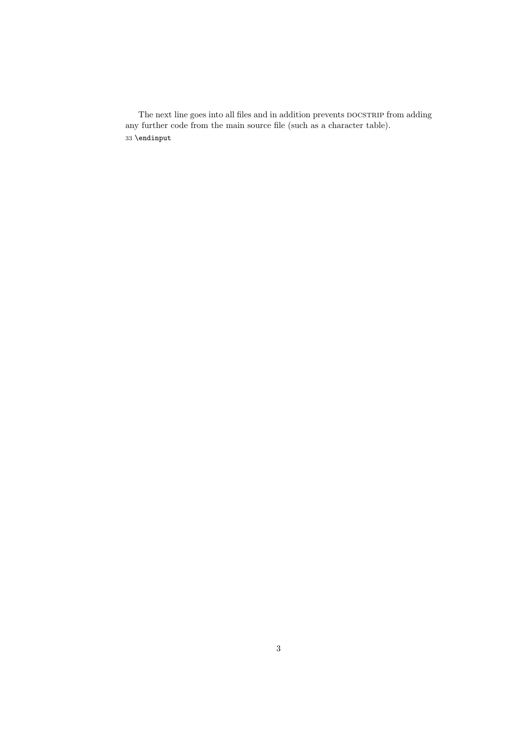The next line goes into all files and in addition prevents DOCSTRIP from adding any further code from the main source file (such as a character table).

```
33 \endinput
```